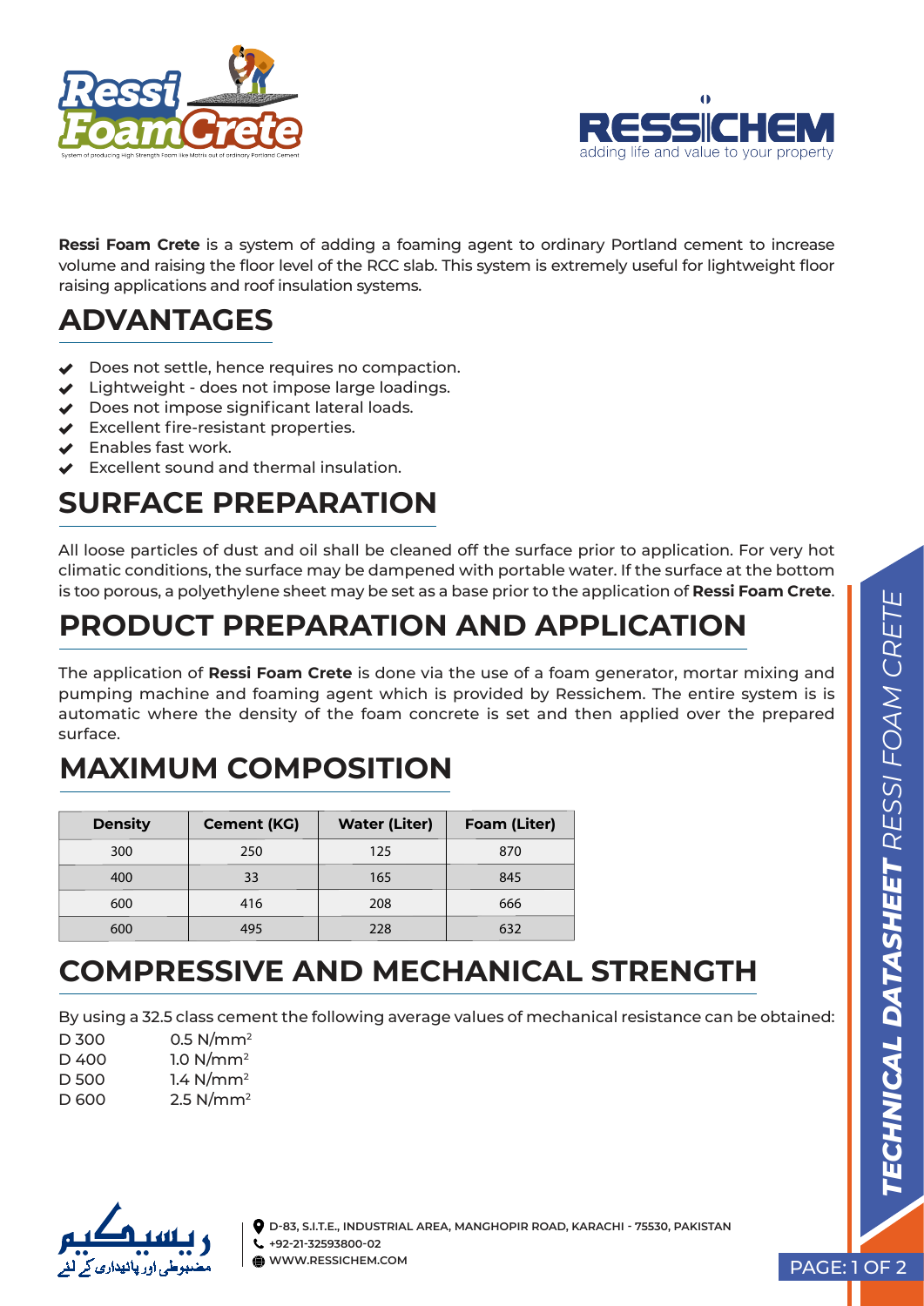**Ressi Foam Crete** is a system of adding a foaming agent to ordinary Portland cement to increase volume and raising the floor level of the RCC slab. This system is extremely useful for lightweight floor raising applications and roof insulation systems.

## ADVANTAGES

- Does not settle, hence requires no compaction.
- Lightweight - does not impose large loadings.
- Does not impose significant lateral loads.
- Excellent fire-resistant properties.
- Enables fast work.
- Excellent sound and thermal insulation.

## SURFACE PREPARATION

All loose particles of dust and oil shall be cleaned off the surface prior to application. For very hot climatic conditions, the surface may be dampened with portable water. If the surface at the bottom is too porous, a polyethylene sheet may be set as a base prior to the application of **Ressi Foam Crete**.

## PRODUCT PREPARATION AND APPLICATION

The application of **Ressi Foam Crete** is done via the use of a foam generator, mortar mixing and pumping machine and foaming agent which is provided by Ressichem. The entire system is is automatic where the density of the foam concrete is set and then applied over the prepared surface.

## MAXIMUM COMPOSITION

| Density | Cement (KG) | Water (Liter) | Foam (Liter) |
|---|---|---|---|
| 300 | 250 | 125 | 870 |
| 400 | 33 | 165 | 845 |
| 600 | 416 | 208 | 666 |
| 600 | 495 | 228 | 632 |

## COMPRESSIVE AND MECHANICAL STRENGTH

By using a 32.5 class cement the following average values of mechanical resistance can be obtained:

D 300 0.5 $N/mm^2$
D 400 1.0 $N/mm^2$
D 500 1.4 $N/mm^2$
D 600 2.5 $N/mm^2$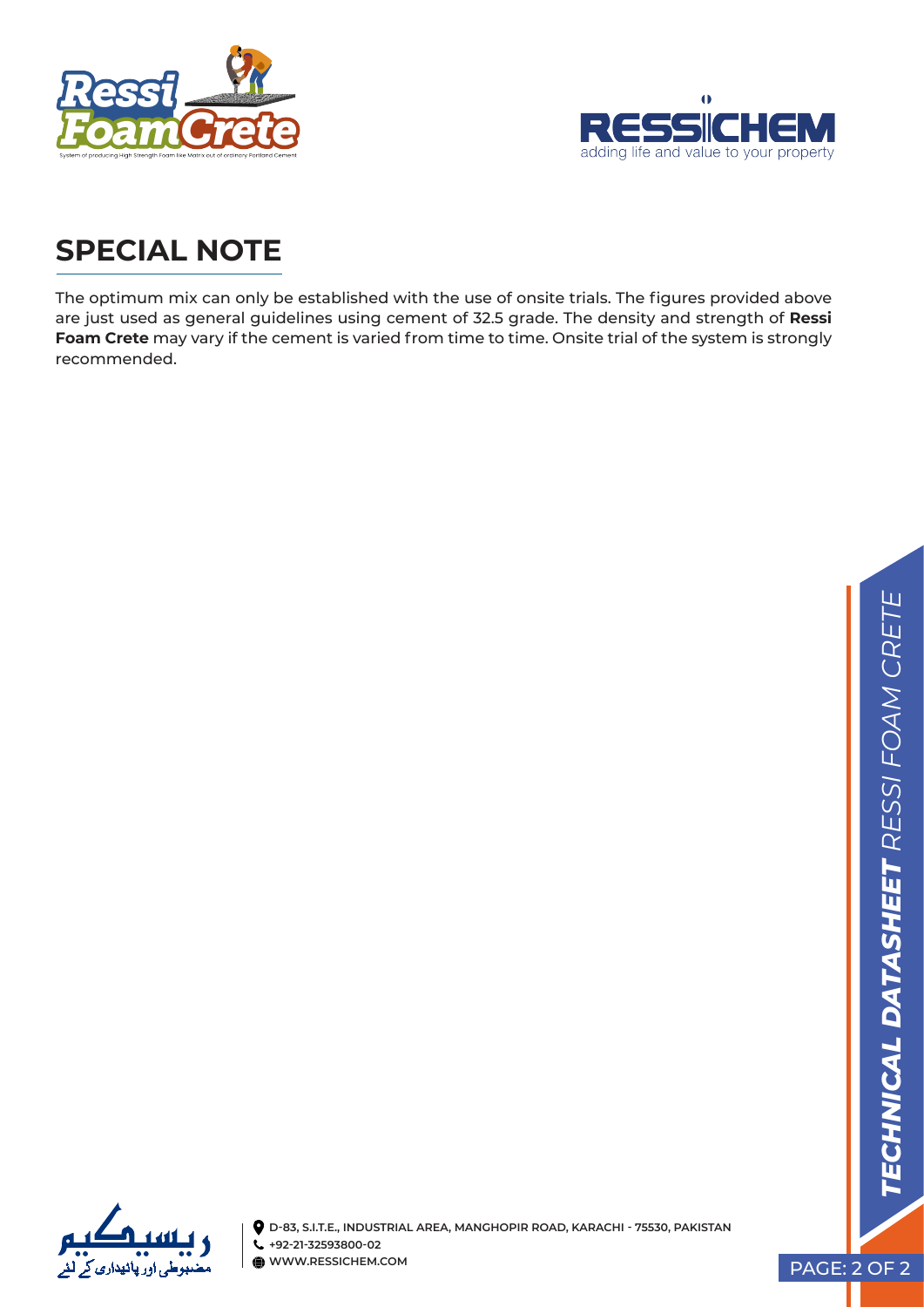## SPECIAL NOTE

The optimum mix can only be established with the use of onsite trials. The figures provided above are just used as general guidelines using cement of 32.5 grade. The density and strength of **Ressi Foam Crete** may vary if the cement is varied from time to time. Onsite trial of the system is strongly recommended.